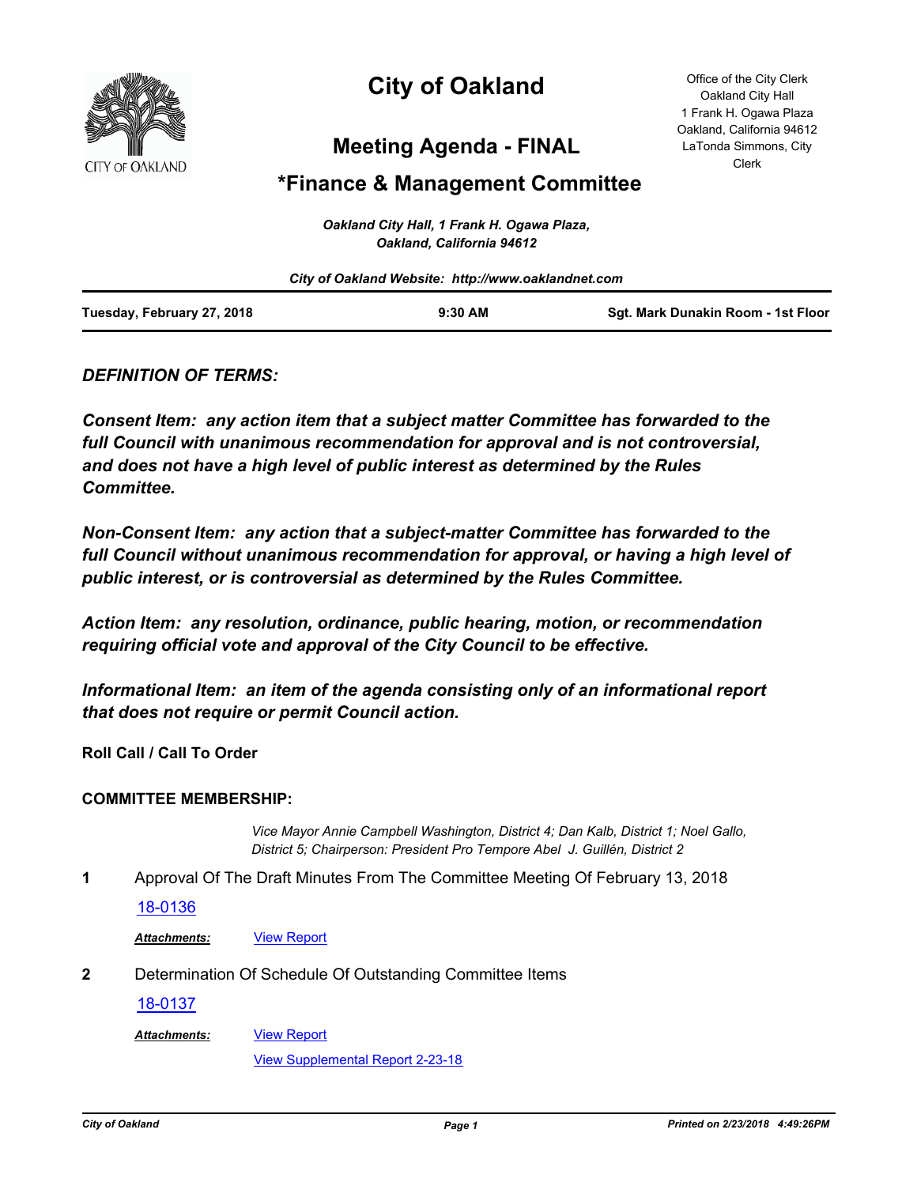# City of Oakland

## Meeting Agenda - FINAL

## *Finance & Management Committee

Office of the City Clerk
Oakland City Hall
1 Frank H. Ogawa Plaza
Oakland, California 94612
LaTonda Simmons, City Clerk

*Oakland City Hall, 1 Frank H. Ogawa Plaza, Oakland, California 94612*

*City of Oakland Website: http://www.oaklandnet.com*

**Tuesday, February 27, 2018** | **9:30 AM** | **Sgt. Mark Dunakin Room - 1st Floor**

***DEFINITION OF TERMS:***

***Consent Item: any action item that a subject matter Committee has forwarded to the full Council with unanimous recommendation for approval and is not controversial, and does not have a high level of public interest as determined by the Rules Committee.***

***Non-Consent Item: any action that a subject-matter Committee has forwarded to the full Council without unanimous recommendation for approval, or having a high level of public interest, or is controversial as determined by the Rules Committee.***

***Action Item: any resolution, ordinance, public hearing, motion, or recommendation requiring official vote and approval of the City Council to be effective.***

***Informational Item: an item of the agenda consisting only of an informational report that does not require or permit Council action.***

**Roll Call / Call To Order**

**COMMITTEE MEMBERSHIP:**

*Vice Mayor Annie Campbell Washington, District 4; Dan Kalb, District 1; Noel Gallo, District 5; Chairperson: President Pro Tempore Abel J. Guillén, District 2*

**1** Approval Of The Draft Minutes From The Committee Meeting Of February 13, 2018

18-0136

***Attachments:*** View Report

**2** Determination Of Schedule Of Outstanding Committee Items

18-0137

***Attachments:*** View Report

View Supplemental Report 2-23-18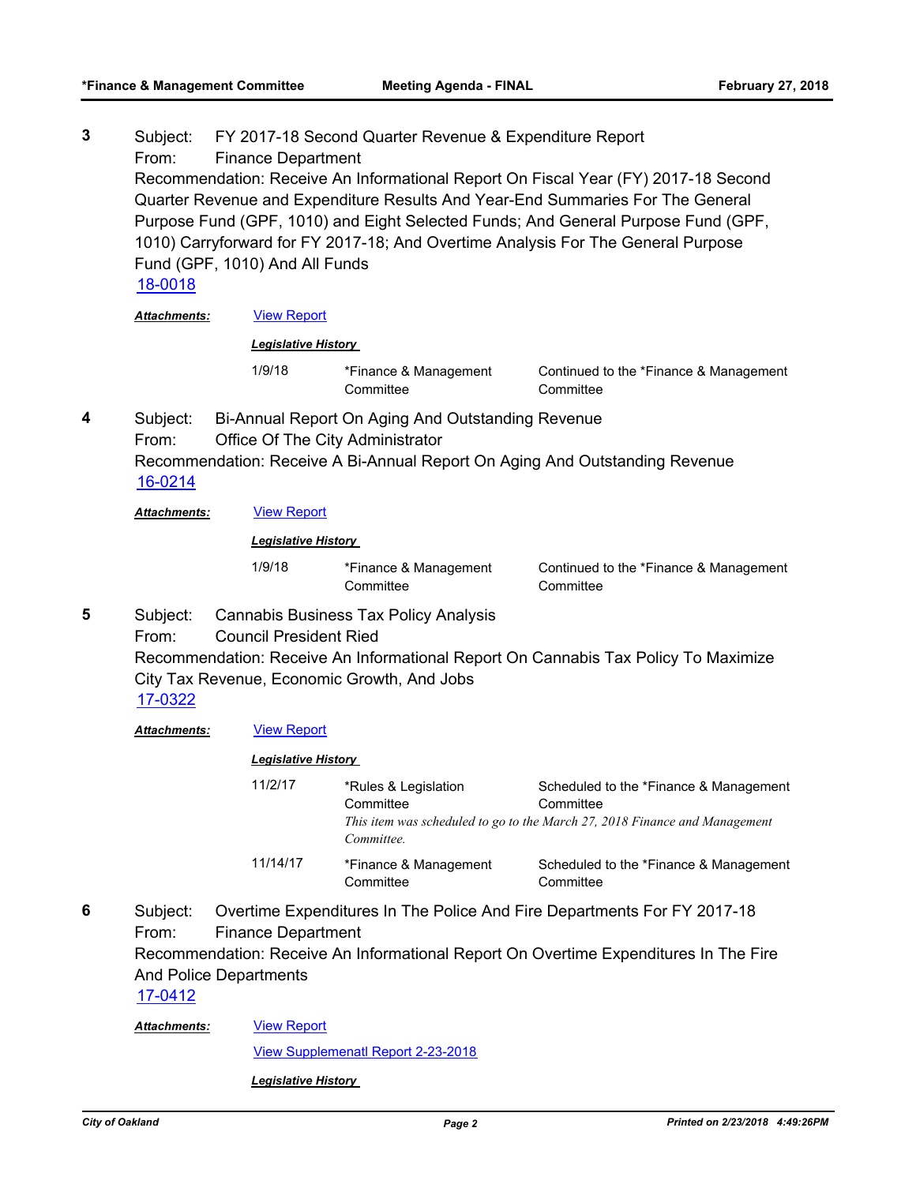**3** Subject: FY 2017-18 Second Quarter Revenue & Expenditure Report
From: Finance Department
Recommendation: Receive An Informational Report On Fiscal Year (FY) 2017-18 Second Quarter Revenue and Expenditure Results And Year-End Summaries For The General Purpose Fund (GPF, 1010) and Eight Selected Funds; And General Purpose Fund (GPF, 1010) Carryforward for FY 2017-18; And Overtime Analysis For The General Purpose Fund (GPF, 1010) And All Funds
18-0018

***Attachments:*** View Report

***Legislative History***

| | | |
|---|---|---|
| 1/9/18 | *Finance & Management Committee | Continued to the *Finance & Management Committee |

**4** Subject: Bi-Annual Report On Aging And Outstanding Revenue
From: Office Of The City Administrator
Recommendation: Receive A Bi-Annual Report On Aging And Outstanding Revenue
16-0214

***Attachments:*** View Report

***Legislative History***

| | | |
|---|---|---|
| 1/9/18 | *Finance & Management Committee | Continued to the *Finance & Management Committee |

**5** Subject: Cannabis Business Tax Policy Analysis
From: Council President Ried
Recommendation: Receive An Informational Report On Cannabis Tax Policy To Maximize City Tax Revenue, Economic Growth, And Jobs
17-0322

***Attachments:*** View Report

***Legislative History***

| | | |
|---|---|---|
| 11/2/17 | *Rules & Legislation Committee | Scheduled to the *Finance & Management Committee |
| | *This item was scheduled to go to the March 27, 2018 Finance and Management Committee.* | |
| 11/14/17 | *Finance & Management Committee | Scheduled to the *Finance & Management Committee |

**6** Subject: Overtime Expenditures In The Police And Fire Departments For FY 2017-18
From: Finance Department
Recommendation: Receive An Informational Report On Overtime Expenditures In The Fire And Police Departments
17-0412

***Attachments:*** View Report

View Supplemenatl Report 2-23-2018

***Legislative History***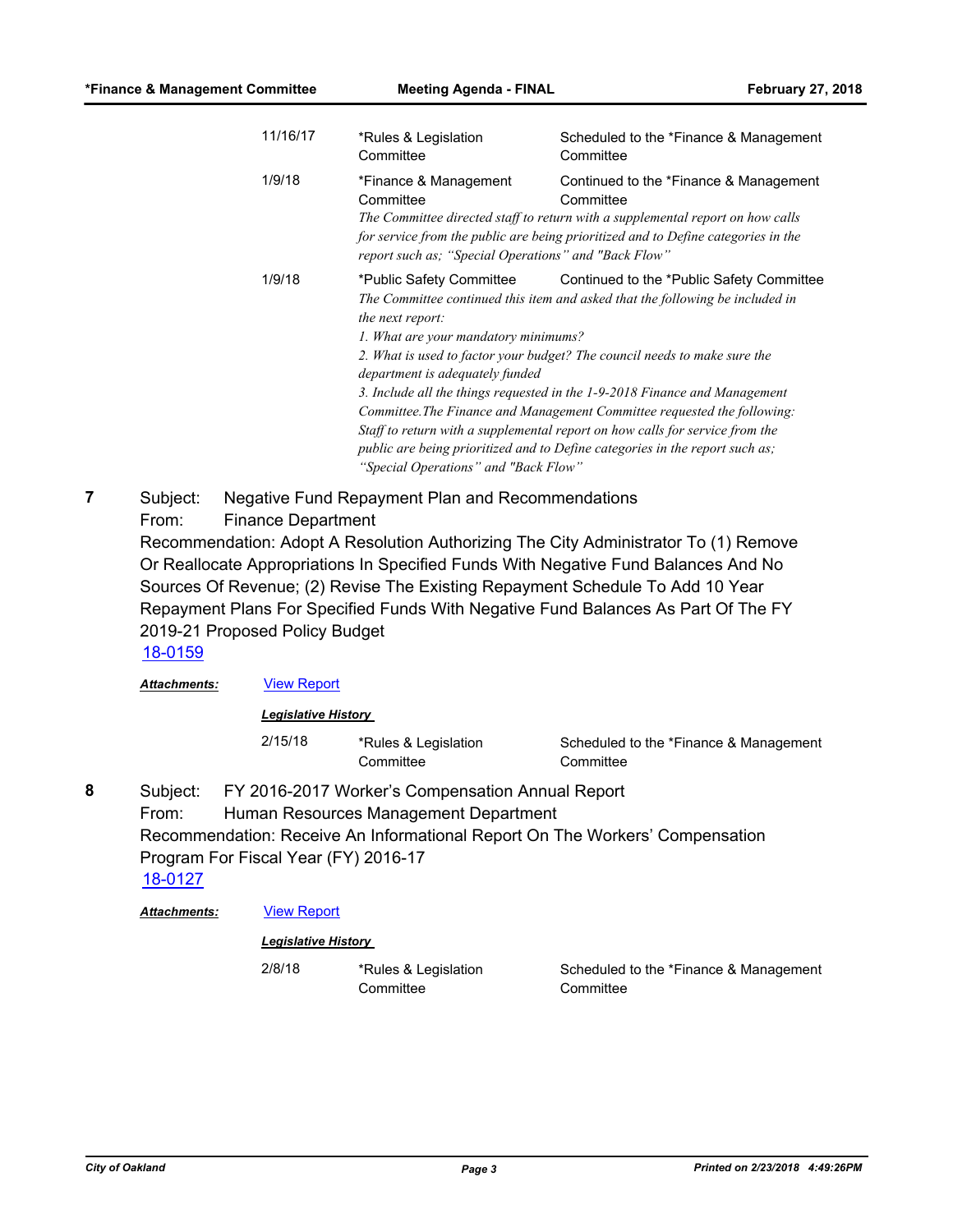| | | |
|---|---|---|
| 11/16/17 | *Rules & Legislation Committee | Scheduled to the *Finance & Management Committee |
| 1/9/18 | *Finance & Management Committee | Continued to the *Finance & Management Committee |

*The Committee directed staff to return with a supplemental report on how calls for service from the public are being prioritized and to Define categories in the report such as; "Special Operations" and "Back Flow"*

| | | |
|---|---|---|
| 1/9/18 | *Public Safety Committee | Continued to the *Public Safety Committee |

*The Committee continued this item and asked that the following be included in the next report:*
*1. What are your mandatory minimums?*
*2. What is used to factor your budget? The council needs to make sure the department is adequately funded*
*3. Include all the things requested in the 1-9-2018 Finance and Management Committee.The Finance and Management Committee requested the following: Staff to return with a supplemental report on how calls for service from the public are being prioritized and to Define categories in the report such as; "Special Operations" and "Back Flow"*

**7** Subject: Negative Fund Repayment Plan and Recommendations
From: Finance Department
Recommendation: Adopt A Resolution Authorizing The City Administrator To (1) Remove Or Reallocate Appropriations In Specified Funds With Negative Fund Balances And No Sources Of Revenue; (2) Revise The Existing Repayment Schedule To Add 10 Year Repayment Plans For Specified Funds With Negative Fund Balances As Part Of The FY 2019-21 Proposed Policy Budget
18-0159

***Attachments:*** View Report

***Legislative History***

| | | |
|---|---|---|
| 2/15/18 | *Rules & Legislation Committee | Scheduled to the *Finance & Management Committee |

**8** Subject: FY 2016-2017 Worker's Compensation Annual Report
From: Human Resources Management Department
Recommendation: Receive An Informational Report On The Workers' Compensation Program For Fiscal Year (FY) 2016-17
18-0127

***Attachments:*** View Report

***Legislative History***

| | | |
|---|---|---|
| 2/8/18 | *Rules & Legislation Committee | Scheduled to the *Finance & Management Committee |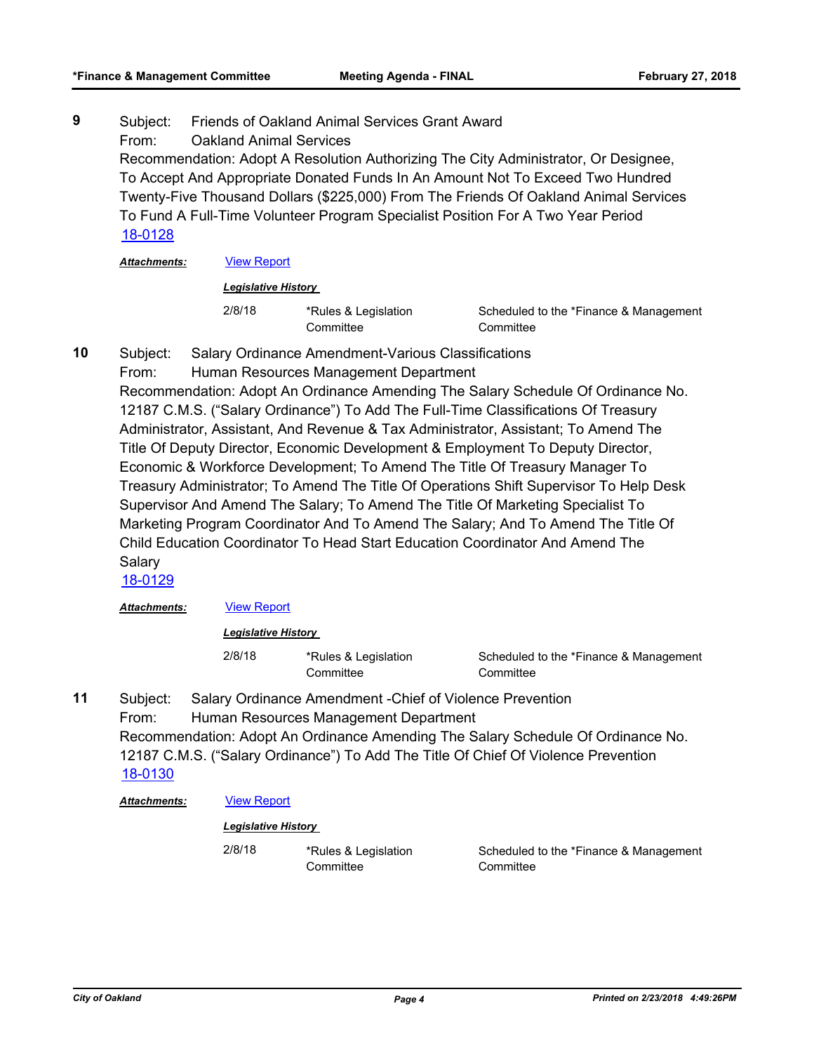**9** Subject: Friends of Oakland Animal Services Grant Award

From: Oakland Animal Services

Recommendation: Adopt A Resolution Authorizing The City Administrator, Or Designee, To Accept And Appropriate Donated Funds In An Amount Not To Exceed Two Hundred Twenty-Five Thousand Dollars ($225,000) From The Friends Of Oakland Animal Services To Fund A Full-Time Volunteer Program Specialist Position For A Two Year Period

18-0128

***Attachments:*** View Report

***Legislative History***

| | | |
|---|---|---|
| 2/8/18 | *Rules & Legislation Committee | Scheduled to the *Finance & Management Committee |

**10** Subject: Salary Ordinance Amendment-Various Classifications

From: Human Resources Management Department

Recommendation: Adopt An Ordinance Amending The Salary Schedule Of Ordinance No. 12187 C.M.S. ("Salary Ordinance") To Add The Full-Time Classifications Of Treasury Administrator, Assistant, And Revenue & Tax Administrator, Assistant; To Amend The Title Of Deputy Director, Economic Development & Employment To Deputy Director, Economic & Workforce Development; To Amend The Title Of Treasury Manager To Treasury Administrator; To Amend The Title Of Operations Shift Supervisor To Help Desk Supervisor And Amend The Salary; To Amend The Title Of Marketing Specialist To Marketing Program Coordinator And To Amend The Salary; And To Amend The Title Of Child Education Coordinator To Head Start Education Coordinator And Amend The Salary

18-0129

***Attachments:*** View Report

***Legislative History***

| | | |
|---|---|---|
| 2/8/18 | *Rules & Legislation Committee | Scheduled to the *Finance & Management Committee |

**11** Subject: Salary Ordinance Amendment -Chief of Violence Prevention

From: Human Resources Management Department

Recommendation: Adopt An Ordinance Amending The Salary Schedule Of Ordinance No. 12187 C.M.S. ("Salary Ordinance") To Add The Title Of Chief Of Violence Prevention

18-0130

***Attachments:*** View Report

***Legislative History***

| | | |
|---|---|---|
| 2/8/18 | *Rules & Legislation Committee | Scheduled to the *Finance & Management Committee |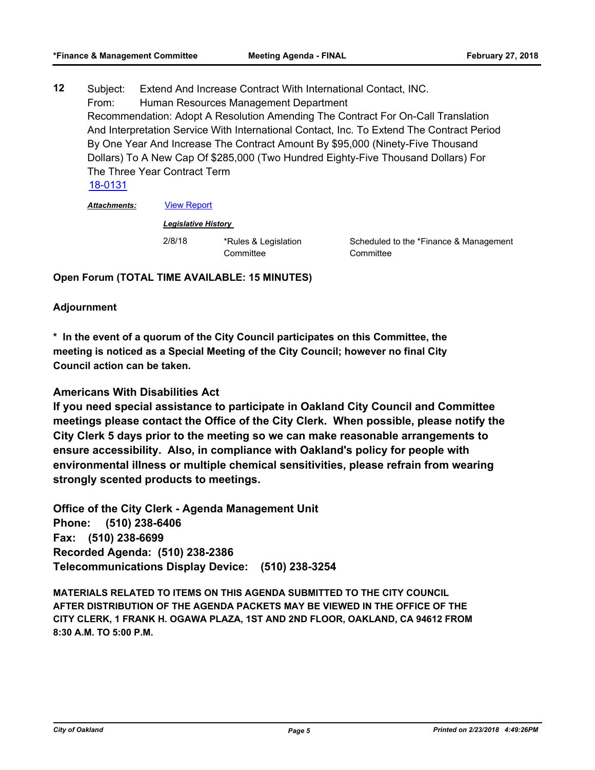**12** Subject: Extend And Increase Contract With International Contact, INC.
From: Human Resources Management Department
Recommendation: Adopt A Resolution Amending The Contract For On-Call Translation And Interpretation Service With International Contact, Inc. To Extend The Contract Period By One Year And Increase The Contract Amount By $95,000 (Ninety-Five Thousand Dollars) To A New Cap Of $285,000 (Two Hundred Eighty-Five Thousand Dollars) For The Three Year Contract Term
18-0131

***Attachments:*** View Report

***Legislative History***

| | | |
|---|---|---|
| 2/8/18 | *Rules & Legislation Committee | Scheduled to the *Finance & Management Committee |

**Open Forum (TOTAL TIME AVAILABLE: 15 MINUTES)**

**Adjournment**

**\* In the event of a quorum of the City Council participates on this Committee, the meeting is noticed as a Special Meeting of the City Council; however no final City Council action can be taken.**

**Americans With Disabilities Act**

**If you need special assistance to participate in Oakland City Council and Committee meetings please contact the Office of the City Clerk. When possible, please notify the City Clerk 5 days prior to the meeting so we can make reasonable arrangements to ensure accessibility. Also, in compliance with Oakland's policy for people with environmental illness or multiple chemical sensitivities, please refrain from wearing strongly scented products to meetings.**

**Office of the City Clerk - Agenda Management Unit**
**Phone: (510) 238-6406**
**Fax: (510) 238-6699**
**Recorded Agenda: (510) 238-2386**
**Telecommunications Display Device: (510) 238-3254**

**MATERIALS RELATED TO ITEMS ON THIS AGENDA SUBMITTED TO THE CITY COUNCIL AFTER DISTRIBUTION OF THE AGENDA PACKETS MAY BE VIEWED IN THE OFFICE OF THE CITY CLERK, 1 FRANK H. OGAWA PLAZA, 1ST AND 2ND FLOOR, OAKLAND, CA 94612 FROM 8:30 A.M. TO 5:00 P.M.**